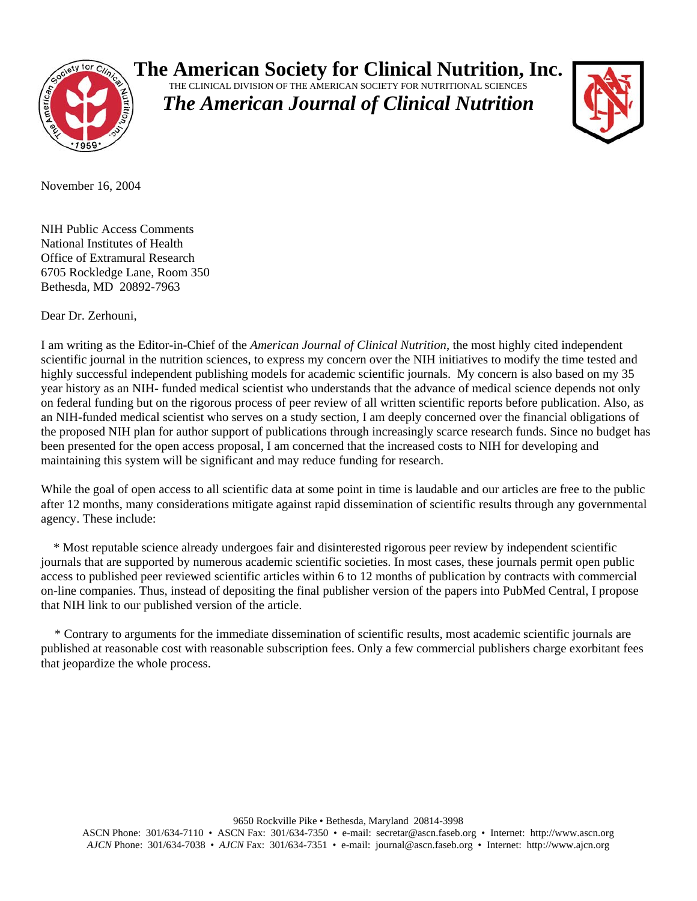# The American Society for Clinical Nutrition, Inc.

THE CLINICAL DIVISION OF THE AMERICAN SOCIETY FOR NUTRITIONAL SCIENCES

## *The American Journal of Clinical Nutrition*

November 16, 2004

NIH Public Access Comments
National Institutes of Health
Office of Extramural Research
6705 Rockledge Lane, Room 350
Bethesda, MD 20892-7963

Dear Dr. Zerhouni,

I am writing as the Editor-in-Chief of the *American Journal of Clinical Nutrition*, the most highly cited independent scientific journal in the nutrition sciences, to express my concern over the NIH initiatives to modify the time tested and highly successful independent publishing models for academic scientific journals. My concern is also based on my 35 year history as an NIH- funded medical scientist who understands that the advance of medical science depends not only on federal funding but on the rigorous process of peer review of all written scientific reports before publication. Also, as an NIH-funded medical scientist who serves on a study section, I am deeply concerned over the financial obligations of the proposed NIH plan for author support of publications through increasingly scarce research funds. Since no budget has been presented for the open access proposal, I am concerned that the increased costs to NIH for developing and maintaining this system will be significant and may reduce funding for research.

While the goal of open access to all scientific data at some point in time is laudable and our articles are free to the public after 12 months, many considerations mitigate against rapid dissemination of scientific results through any governmental agency. These include:

* Most reputable science already undergoes fair and disinterested rigorous peer review by independent scientific journals that are supported by numerous academic scientific societies. In most cases, these journals permit open public access to published peer reviewed scientific articles within 6 to 12 months of publication by contracts with commercial on-line companies. Thus, instead of depositing the final publisher version of the papers into PubMed Central, I propose that NIH link to our published version of the article.

* Contrary to arguments for the immediate dissemination of scientific results, most academic scientific journals are published at reasonable cost with reasonable subscription fees. Only a few commercial publishers charge exorbitant fees that jeopardize the whole process.

9650 Rockville Pike • Bethesda, Maryland 20814-3998
ASCN Phone: 301/634-7110 • ASCN Fax: 301/634-7350 • e-mail: secretar@ascn.faseb.org • Internet: http://www.ascn.org
*AJCN* Phone: 301/634-7038 • *AJCN* Fax: 301/634-7351 • e-mail: journal@ascn.faseb.org • Internet: http://www.ajcn.org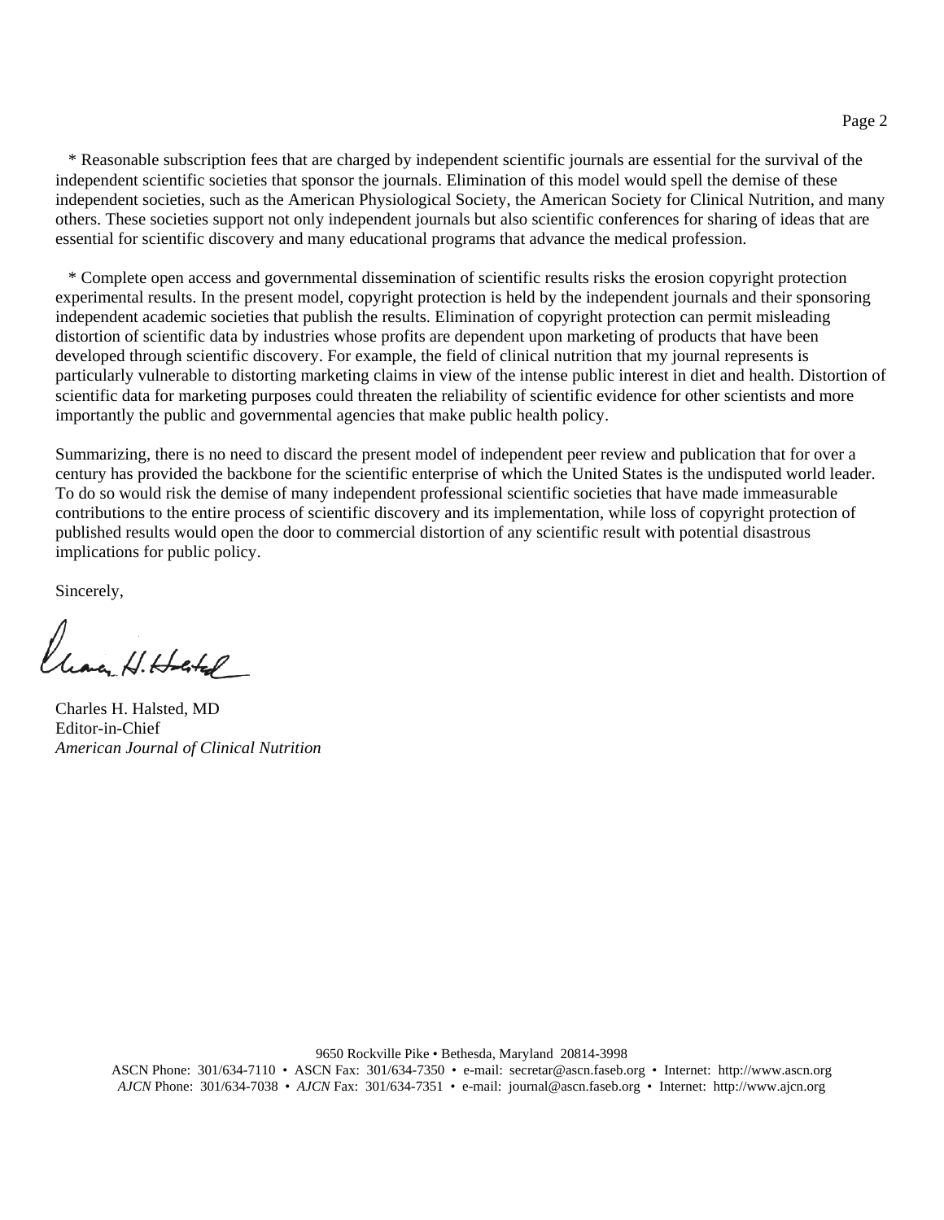* Reasonable subscription fees that are charged by independent scientific journals are essential for the survival of the independent scientific societies that sponsor the journals. Elimination of this model would spell the demise of these independent societies, such as the American Physiological Society, the American Society for Clinical Nutrition, and many others. These societies support not only independent journals but also scientific conferences for sharing of ideas that are essential for scientific discovery and many educational programs that advance the medical profession.

* Complete open access and governmental dissemination of scientific results risks the erosion copyright protection experimental results. In the present model, copyright protection is held by the independent journals and their sponsoring independent academic societies that publish the results. Elimination of copyright protection can permit misleading distortion of scientific data by industries whose profits are dependent upon marketing of products that have been developed through scientific discovery. For example, the field of clinical nutrition that my journal represents is particularly vulnerable to distorting marketing claims in view of the intense public interest in diet and health. Distortion of scientific data for marketing purposes could threaten the reliability of scientific evidence for other scientists and more importantly the public and governmental agencies that make public health policy.

Summarizing, there is no need to discard the present model of independent peer review and publication that for over a century has provided the backbone for the scientific enterprise of which the United States is the undisputed world leader. To do so would risk the demise of many independent professional scientific societies that have made immeasurable contributions to the entire process of scientific discovery and its implementation, while loss of copyright protection of published results would open the door to commercial distortion of any scientific result with potential disastrous implications for public policy.

Sincerely,

Charles H. Halsted, MD
Editor-in-Chief
*American Journal of Clinical Nutrition*

9650 Rockville Pike • Bethesda, Maryland 20814-3998
ASCN Phone: 301/634-7110 • ASCN Fax: 301/634-7350 • e-mail: secretar@ascn.faseb.org • Internet: http://www.ascn.org
*AJCN* Phone: 301/634-7038 • *AJCN* Fax: 301/634-7351 • e-mail: journal@ascn.faseb.org • Internet: http://www.ajcn.org